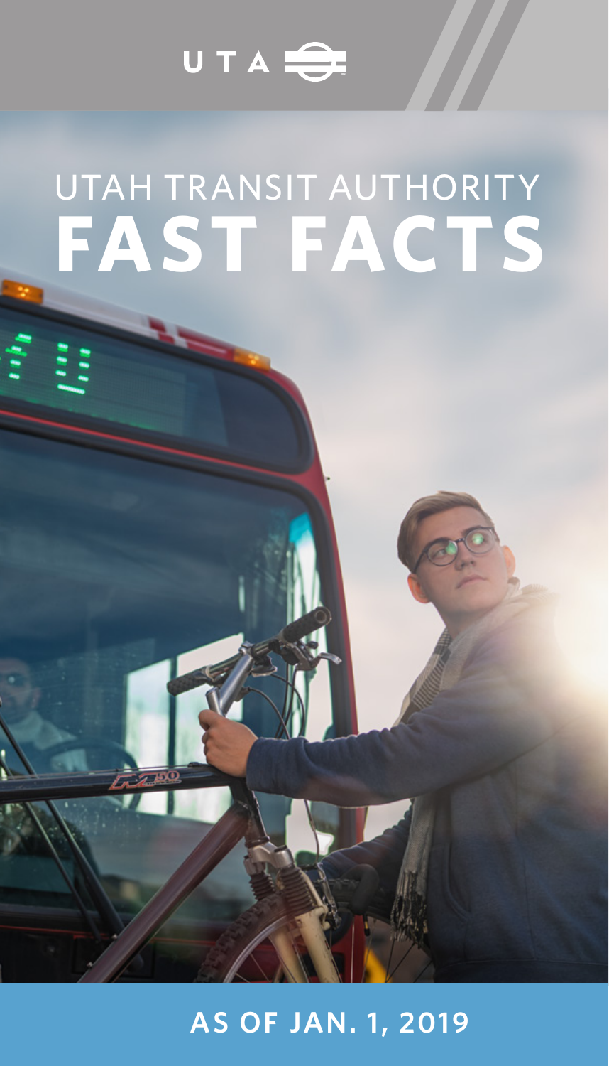UTA

# UTAH TRANSIT AUTHORITY
# FAST FACTS

AS OF JAN. 1, 2019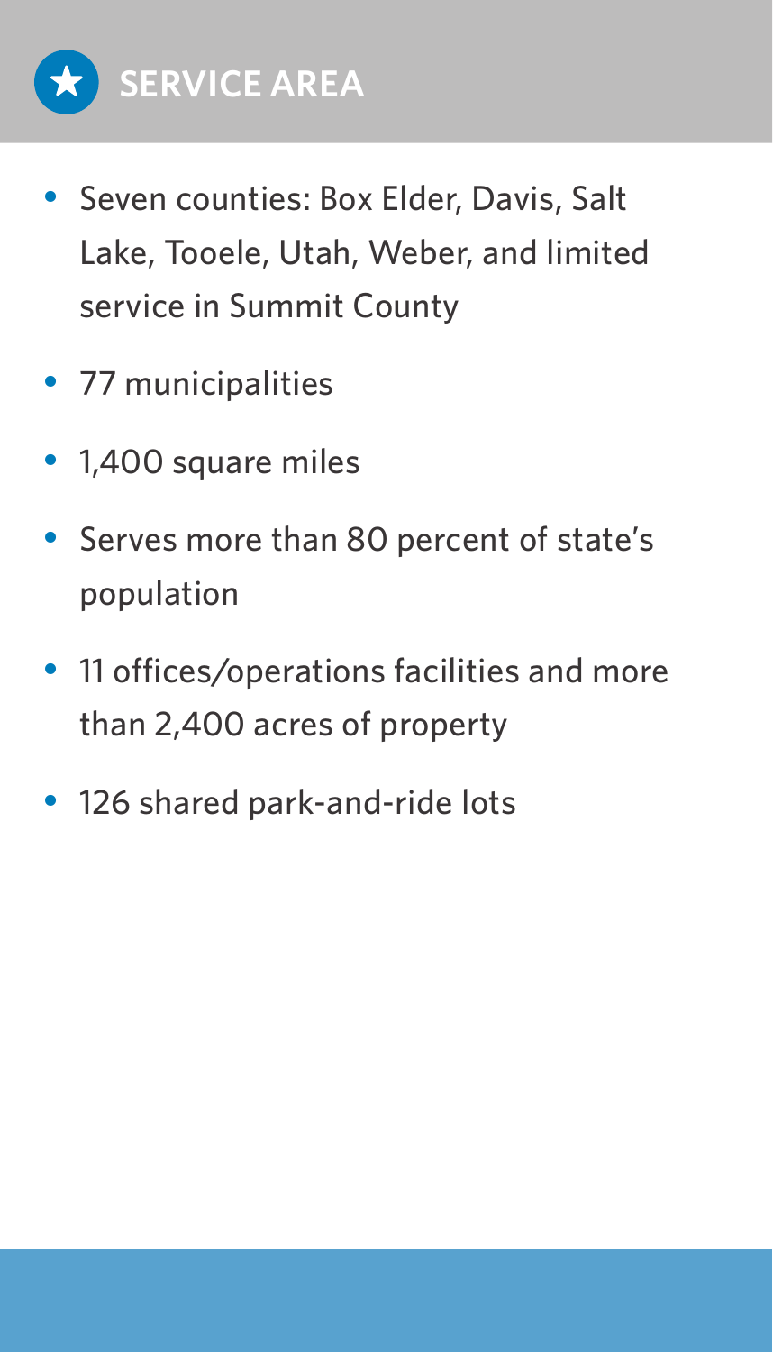## SERVICE AREA

- Seven counties: Box Elder, Davis, Salt Lake, Tooele, Utah, Weber, and limited service in Summit County
- 77 municipalities
- 1,400 square miles
- Serves more than 80 percent of state's population
- 11 offices/operations facilities and more than 2,400 acres of property
- 126 shared park-and-ride lots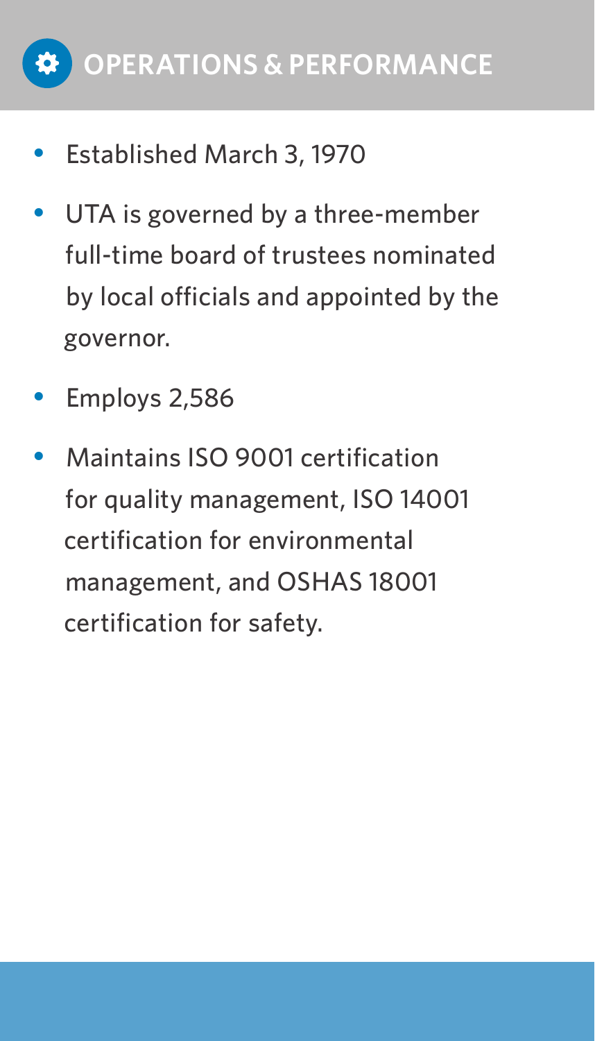## OPERATIONS & PERFORMANCE

- Established March 3, 1970
- UTA is governed by a three-member full-time board of trustees nominated by local officials and appointed by the governor.
- Employs 2,586
- Maintains ISO 9001 certification for quality management, ISO 14001 certification for environmental management, and OSHAS 18001 certification for safety.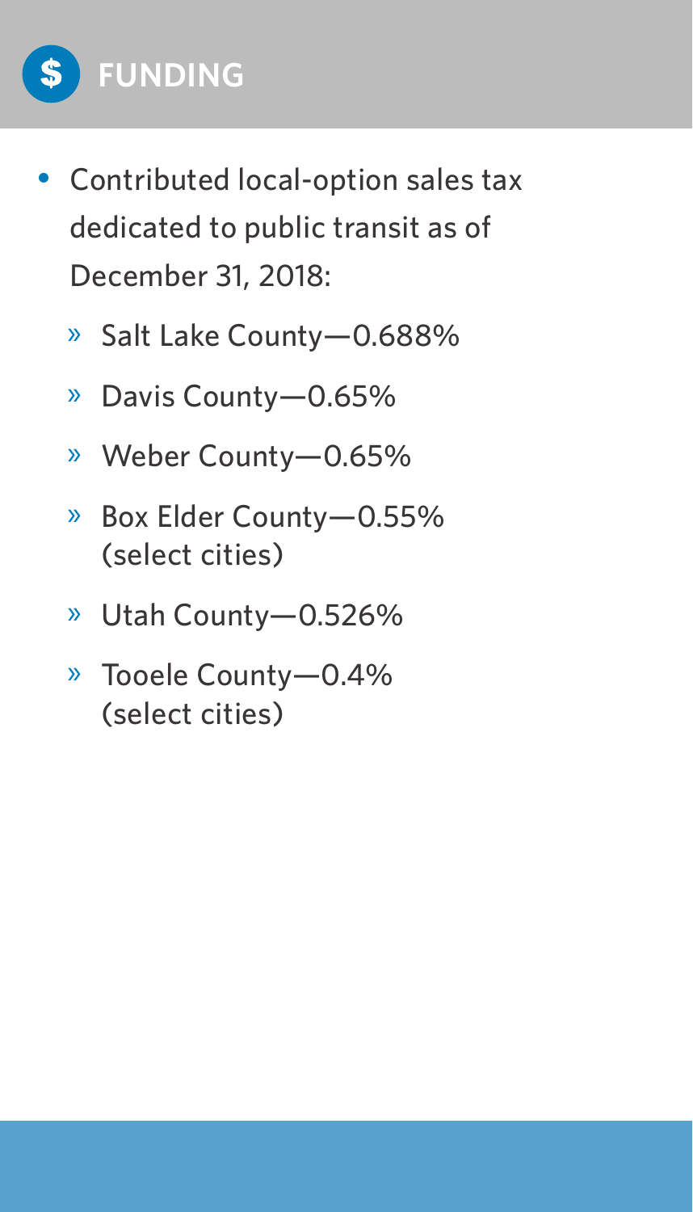## FUNDING

- Contributed local-option sales tax dedicated to public transit as of December 31, 2018:
    - Salt Lake County—0.688%
    - Davis County—0.65%
    - Weber County—0.65%
    - Box Elder County—0.55% (select cities)
    - Utah County—0.526%
    - Tooele County—0.4% (select cities)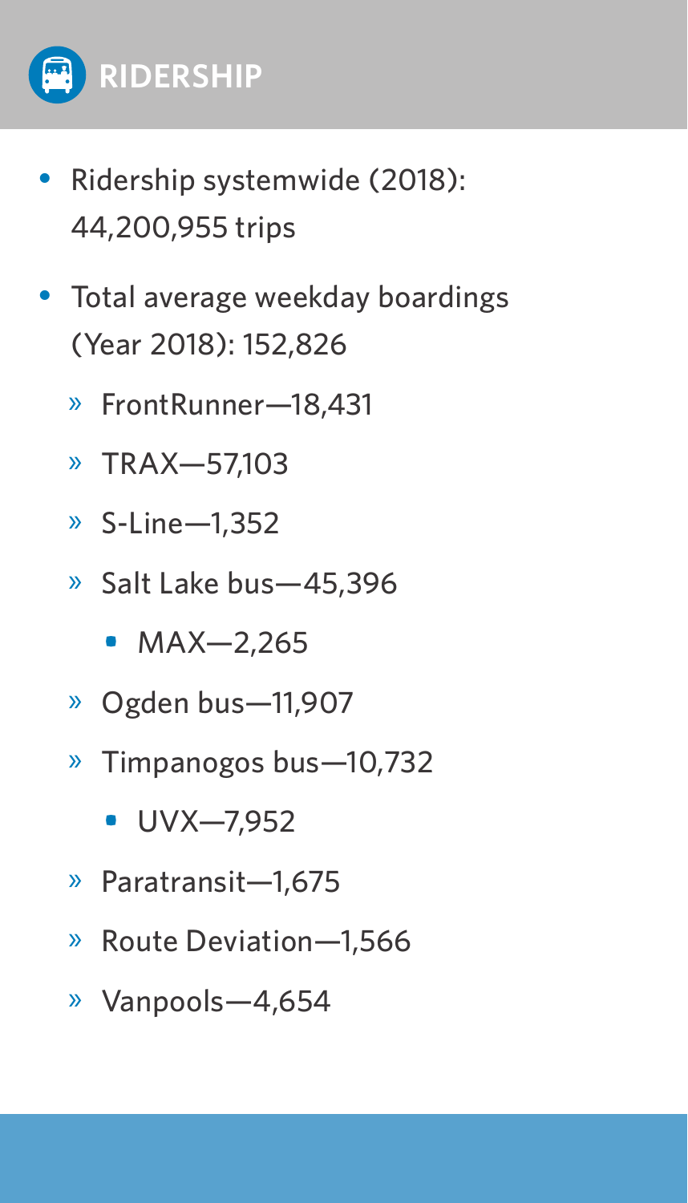## RIDERSHIP

- Ridership systemwide (2018): 44,200,955 trips
- Total average weekday boardings (Year 2018): 152,826
  - FrontRunner—18,431
  - TRAX—57,103
  - S-Line—1,352
  - Salt Lake bus—45,396
    - MAX—2,265
  - Ogden bus—11,907
  - Timpanogos bus—10,732
    - UVX—7,952
  - Paratransit—1,675
  - Route Deviation—1,566
  - Vanpools—4,654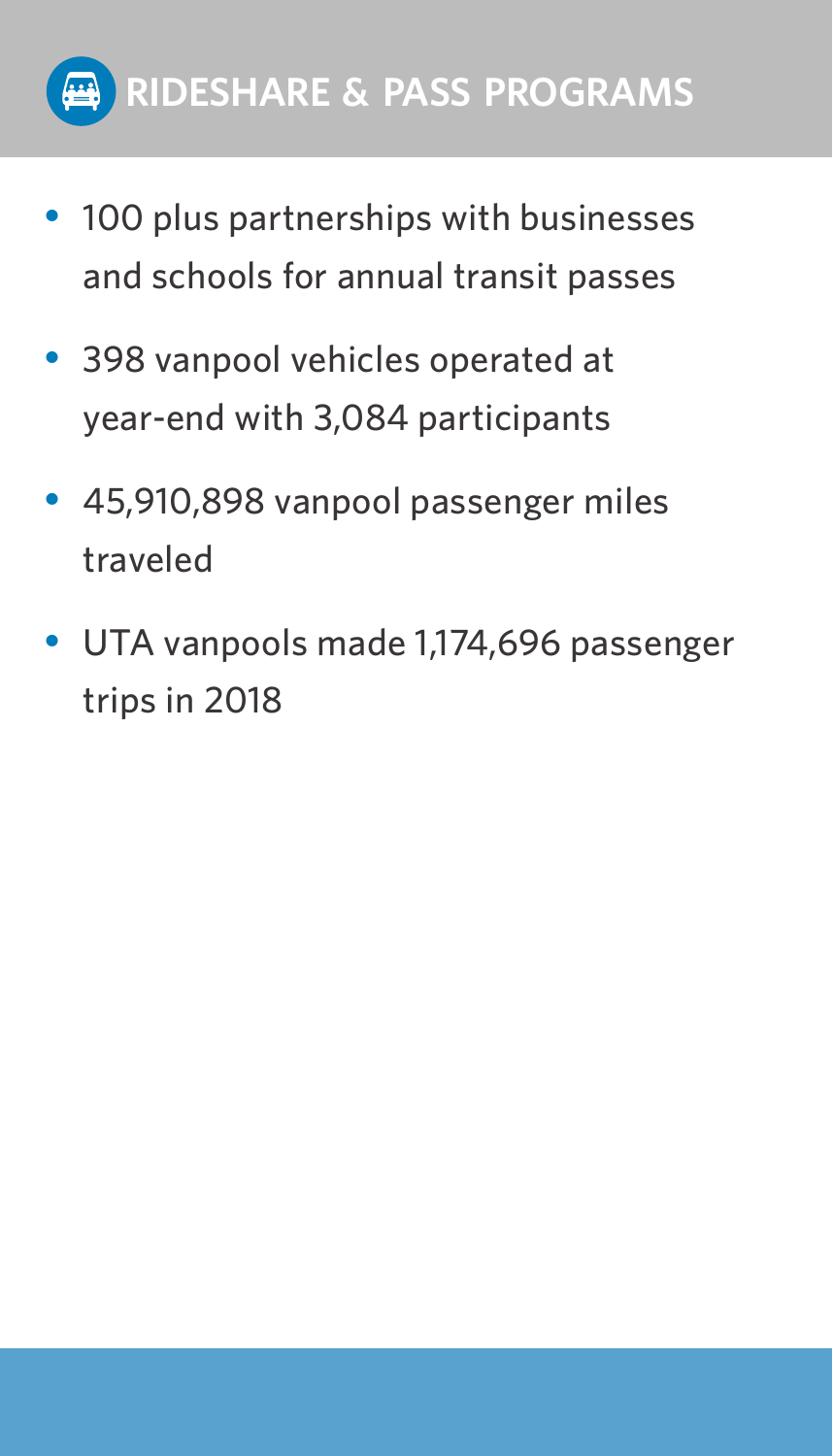## RIDESHARE & PASS PROGRAMS

- 100 plus partnerships with businesses and schools for annual transit passes
- 398 vanpool vehicles operated at year-end with 3,084 participants
- 45,910,898 vanpool passenger miles traveled
- UTA vanpools made 1,174,696 passenger trips in 2018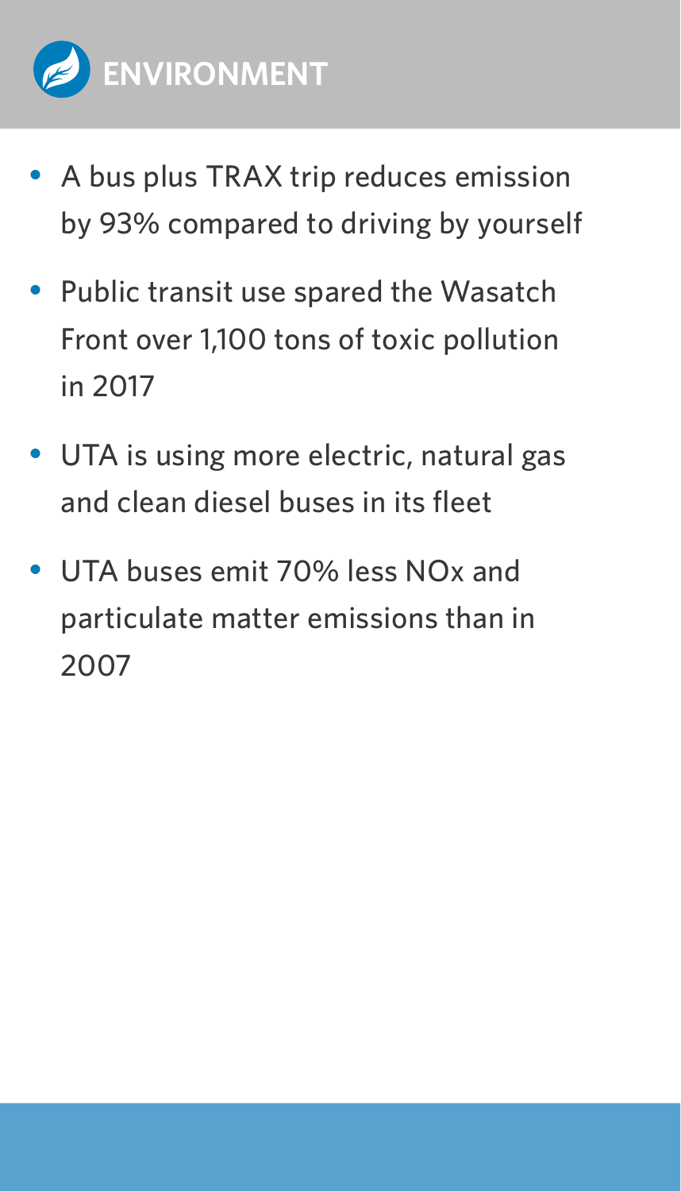# ENVIRONMENT

- A bus plus TRAX trip reduces emission by 93% compared to driving by yourself
- Public transit use spared the Wasatch Front over 1,100 tons of toxic pollution in 2017
- UTA is using more electric, natural gas and clean diesel buses in its fleet
- UTA buses emit 70% less NOx and particulate matter emissions than in 2007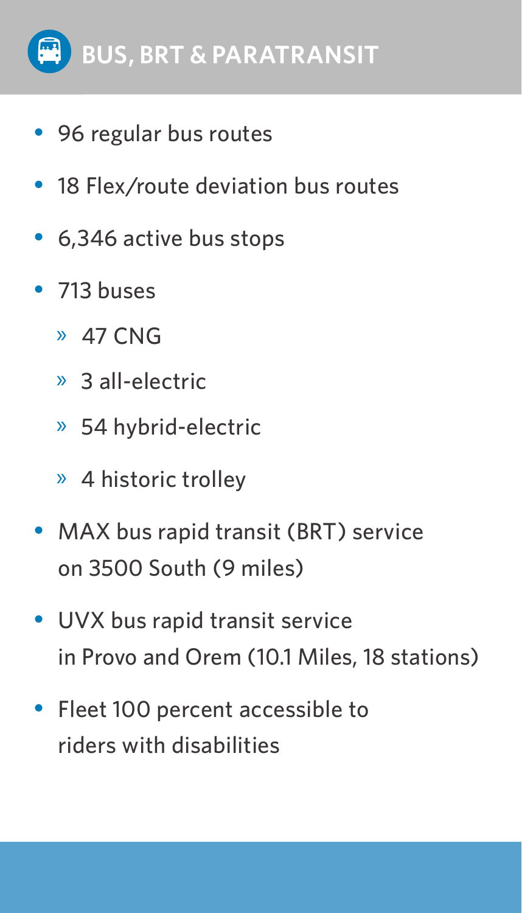## BUS, BRT & PARATRANSIT

- 96 regular bus routes
- 18 Flex/route deviation bus routes
- 6,346 active bus stops
- 713 buses
  - 47 CNG
  - 3 all-electric
  - 54 hybrid-electric
  - 4 historic trolley
- MAX bus rapid transit (BRT) service on 3500 South (9 miles)
- UVX bus rapid transit service in Provo and Orem (10.1 Miles, 18 stations)
- Fleet 100 percent accessible to riders with disabilities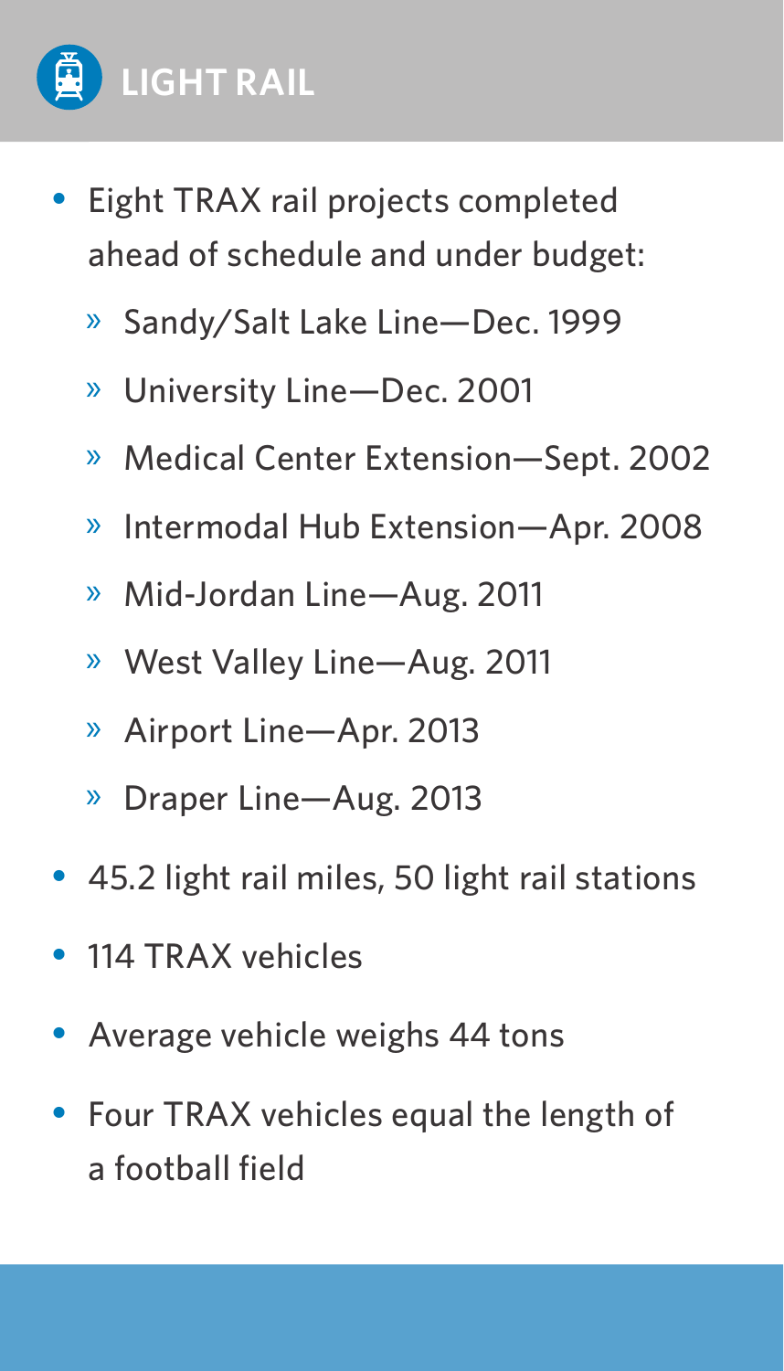## LIGHT RAIL

- Eight TRAX rail projects completed ahead of schedule and under budget:
  - Sandy/Salt Lake Line—Dec. 1999
  - University Line—Dec. 2001
  - Medical Center Extension—Sept. 2002
  - Intermodal Hub Extension—Apr. 2008
  - Mid-Jordan Line—Aug. 2011
  - West Valley Line—Aug. 2011
  - Airport Line—Apr. 2013
  - Draper Line—Aug. 2013
- 45.2 light rail miles, 50 light rail stations
- 114 TRAX vehicles
- Average vehicle weighs 44 tons
- Four TRAX vehicles equal the length of a football field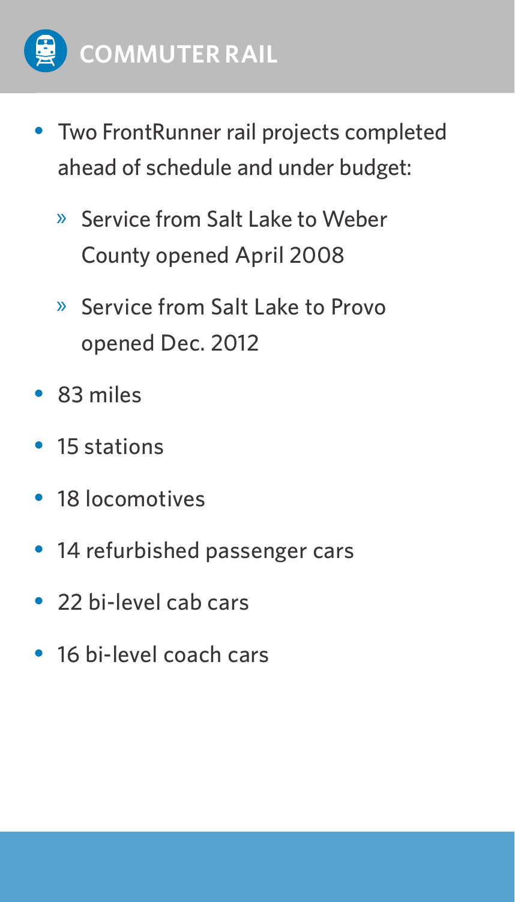## COMMUTER RAIL

- Two FrontRunner rail projects completed ahead of schedule and under budget:
  - Service from Salt Lake to Weber County opened April 2008
  - Service from Salt Lake to Provo opened Dec. 2012
- 83 miles
- 15 stations
- 18 locomotives
- 14 refurbished passenger cars
- 22 bi-level cab cars
- 16 bi-level coach cars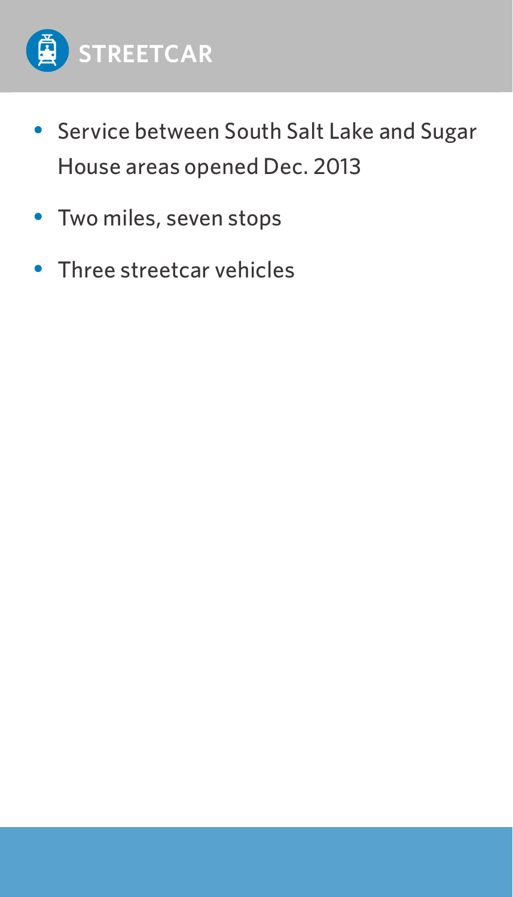# STREETCAR

- Service between South Salt Lake and Sugar House areas opened Dec. 2013
- Two miles, seven stops
- Three streetcar vehicles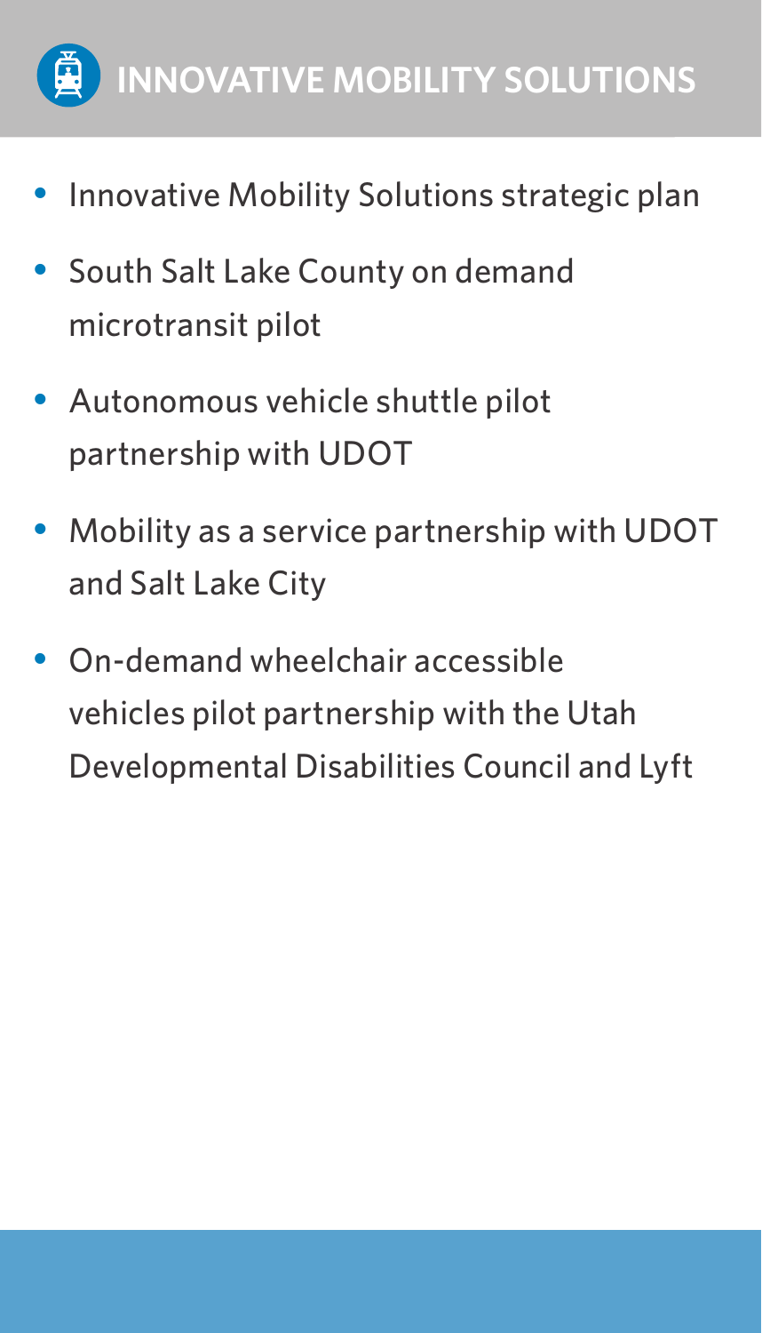## INNOVATIVE MOBILITY SOLUTIONS

- Innovative Mobility Solutions strategic plan
- South Salt Lake County on demand microtransit pilot
- Autonomous vehicle shuttle pilot partnership with UDOT
- Mobility as a service partnership with UDOT and Salt Lake City
- On-demand wheelchair accessible vehicles pilot partnership with the Utah Developmental Disabilities Council and Lyft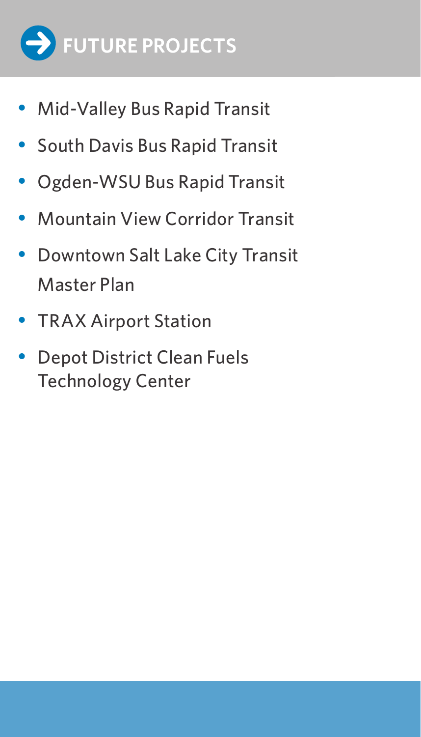## FUTURE PROJECTS

- Mid-Valley Bus Rapid Transit
- South Davis Bus Rapid Transit
- Ogden-WSU Bus Rapid Transit
- Mountain View Corridor Transit
- Downtown Salt Lake City Transit Master Plan
- TRAX Airport Station
- Depot District Clean Fuels Technology Center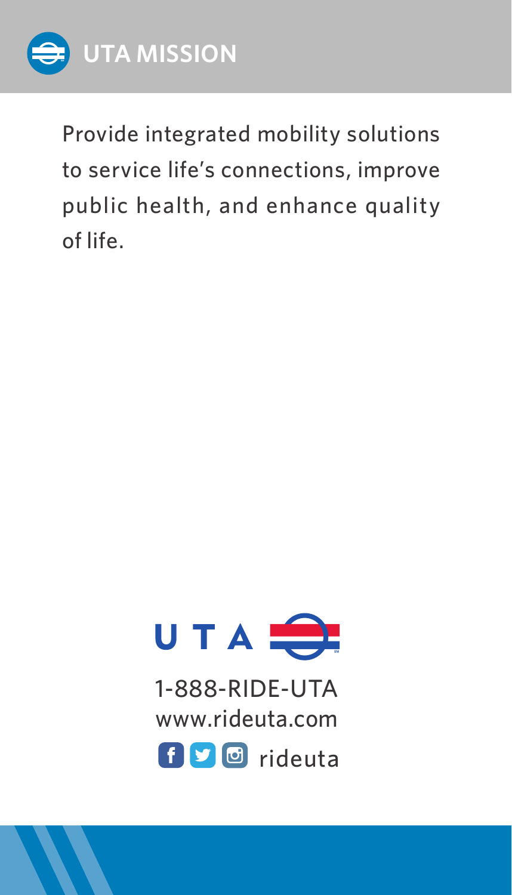## UTA MISSION

Provide integrated mobility solutions to service life's connections, improve public health, and enhance quality of life.

UTA

1-888-RIDE-UTA
www.rideuta.com
rideuta